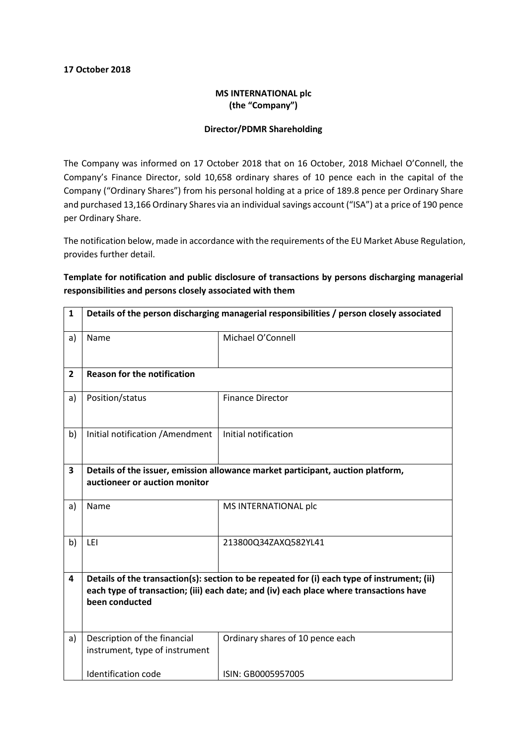**17 October 2018**

**MS INTERNATIONAL plc**
**(the "Company")**

**Director/PDMR Shareholding**

The Company was informed on 17 October 2018 that on 16 October, 2018 Michael O'Connell, the Company's Finance Director, sold 10,658 ordinary shares of 10 pence each in the capital of the Company ("Ordinary Shares") from his personal holding at a price of 189.8 pence per Ordinary Share and purchased 13,166 Ordinary Shares via an individual savings account ("ISA") at a price of 190 pence per Ordinary Share.

The notification below, made in accordance with the requirements of the EU Market Abuse Regulation, provides further detail.

**Template for notification and public disclosure of transactions by persons discharging managerial responsibilities and persons closely associated with them**

| 1 | **Details of the person discharging managerial responsibilities / person closely associated** | |
|---|---|---|
| a) | Name | Michael O'Connell |
| **2** | **Reason for the notification** | |
| a) | Position/status | Finance Director |
| b) | Initial notification /Amendment | Initial notification |
| **3** | **Details of the issuer, emission allowance market participant, auction platform, auctioneer or auction monitor** | |
| a) | Name | MS INTERNATIONAL plc |
| b) | LEI | 213800Q34ZAXQ582YL41 |
| **4** | **Details of the transaction(s): section to be repeated for (i) each type of instrument; (ii) each type of transaction; (iii) each date; and (iv) each place where transactions have been conducted** | |
| a) | Description of the financial instrument, type of instrument<br><br>Identification code | Ordinary shares of 10 pence each<br><br>ISIN: GB0005957005 |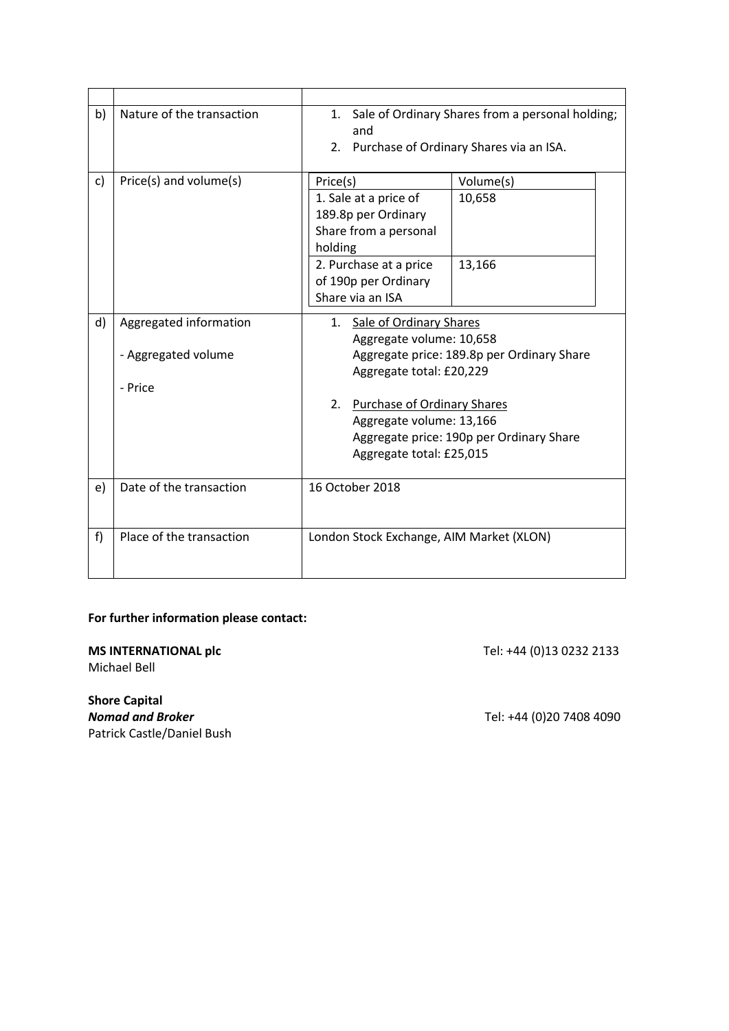| | | |
|---|---|---|
| | | |
| b) | Nature of the transaction | 1. Sale of Ordinary Shares from a personal holding; and<br>2. Purchase of Ordinary Shares via an ISA. |
| c) | Price(s) and volume(s) | Price(s) / Volume(s)<br>1. Sale at a price of 189.8p per Ordinary Share from a personal holding — 10,658<br>2. Purchase at a price of 190p per Ordinary Share via an ISA — 13,166 |
| d) | Aggregated information<br><br>- Aggregated volume<br><br>- Price | 1. Sale of Ordinary Shares<br>Aggregate volume: 10,658<br>Aggregate price: 189.8p per Ordinary Share<br>Aggregate total: £20,229<br><br>2. Purchase of Ordinary Shares<br>Aggregate volume: 13,166<br>Aggregate price: 190p per Ordinary Share<br>Aggregate total: £25,015 |
| e) | Date of the transaction | 16 October 2018 |
| f) | Place of the transaction | London Stock Exchange, AIM Market (XLON) |

**For further information please contact:**

**MS INTERNATIONAL plc** Tel: +44 (0)13 0232 2133
Michael Bell

**Shore Capital**
***Nomad and Broker*** Tel: +44 (0)20 7408 4090
Patrick Castle/Daniel Bush